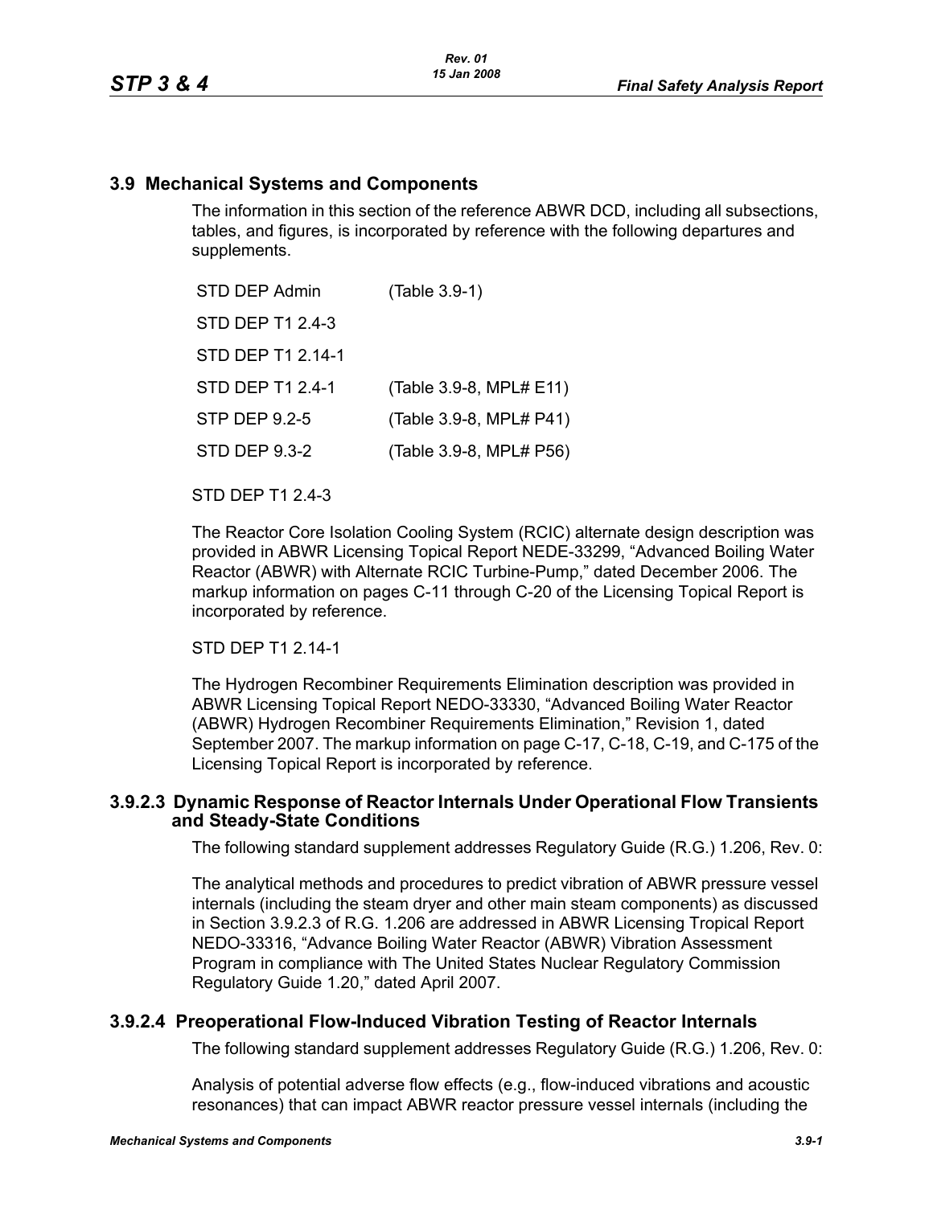## 3.9 Mechanical Systems and Components

The information in this section of the reference ABWR DCD, including all subsections, tables, and figures, is incorporated by reference with the following departures and supplements.

| | |
|---|---|
| STD DEP Admin | (Table 3.9-1) |
| STD DEP T1 2.4-3 | |
| STD DEP T1 2.14-1 | |
| STD DEP T1 2.4-1 | (Table 3.9-8, MPL# E11) |
| STP DEP 9.2-5 | (Table 3.9-8, MPL# P41) |
| STD DEP 9.3-2 | (Table 3.9-8, MPL# P56) |

STD DEP T1 2.4-3

The Reactor Core Isolation Cooling System (RCIC) alternate design description was provided in ABWR Licensing Topical Report NEDE-33299, “Advanced Boiling Water Reactor (ABWR) with Alternate RCIC Turbine-Pump,” dated December 2006. The markup information on pages C-11 through C-20 of the Licensing Topical Report is incorporated by reference.

STD DEP T1 2.14-1

The Hydrogen Recombiner Requirements Elimination description was provided in ABWR Licensing Topical Report NEDO-33330, “Advanced Boiling Water Reactor (ABWR) Hydrogen Recombiner Requirements Elimination,” Revision 1, dated September 2007. The markup information on page C-17, C-18, C-19, and C-175 of the Licensing Topical Report is incorporated by reference.

### 3.9.2.3 Dynamic Response of Reactor Internals Under Operational Flow Transients and Steady-State Conditions

The following standard supplement addresses Regulatory Guide (R.G.) 1.206, Rev. 0:

The analytical methods and procedures to predict vibration of ABWR pressure vessel internals (including the steam dryer and other main steam components) as discussed in Section 3.9.2.3 of R.G. 1.206 are addressed in ABWR Licensing Tropical Report NEDO-33316, “Advance Boiling Water Reactor (ABWR) Vibration Assessment Program in compliance with The United States Nuclear Regulatory Commission Regulatory Guide 1.20,” dated April 2007.

### 3.9.2.4 Preoperational Flow-Induced Vibration Testing of Reactor Internals

The following standard supplement addresses Regulatory Guide (R.G.) 1.206, Rev. 0:

Analysis of potential adverse flow effects (e.g., flow-induced vibrations and acoustic resonances) that can impact ABWR reactor pressure vessel internals (including the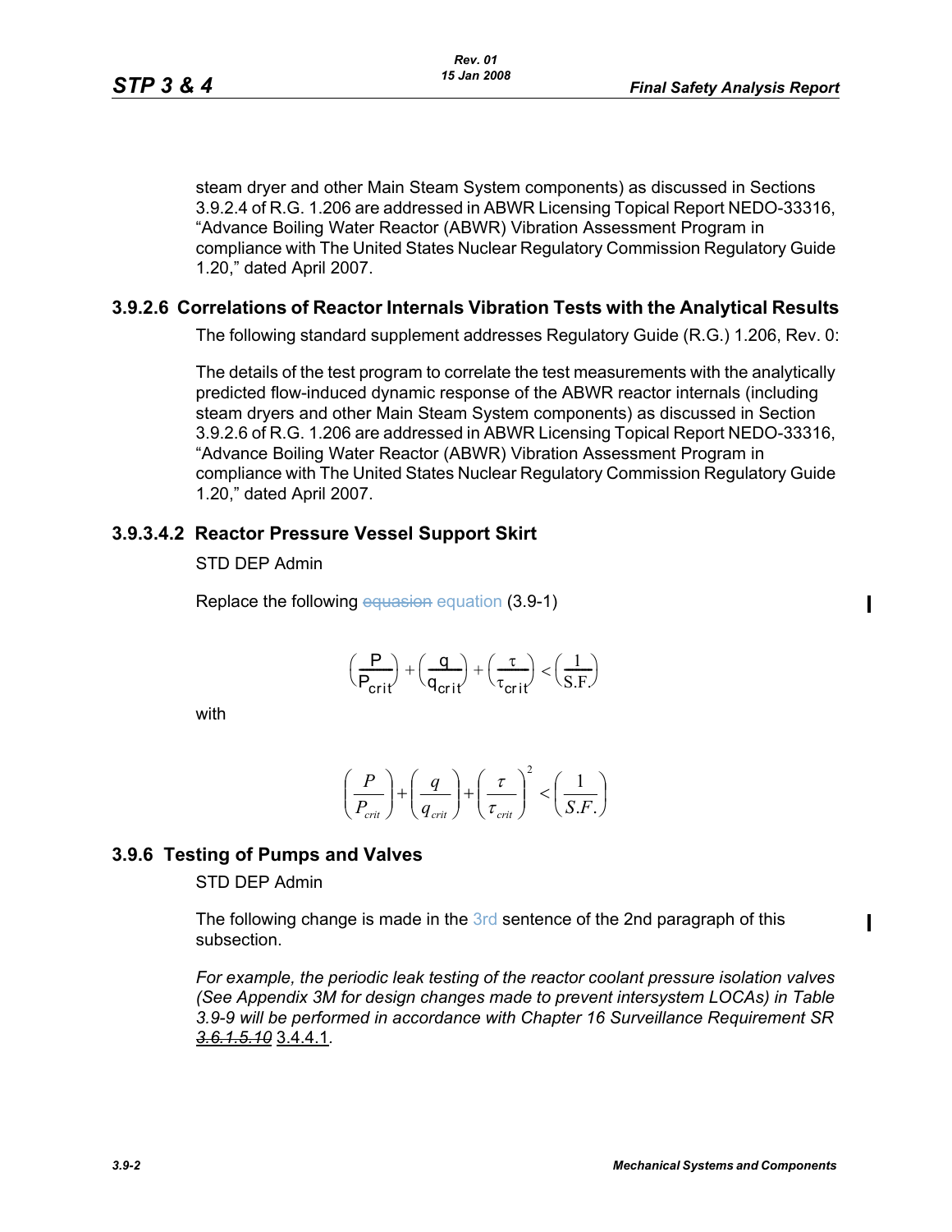steam dryer and other Main Steam System components) as discussed in Sections 3.9.2.4 of R.G. 1.206 are addressed in ABWR Licensing Topical Report NEDO-33316, “Advance Boiling Water Reactor (ABWR) Vibration Assessment Program in compliance with The United States Nuclear Regulatory Commission Regulatory Guide 1.20,” dated April 2007.

### 3.9.2.6 Correlations of Reactor Internals Vibration Tests with the Analytical Results

The following standard supplement addresses Regulatory Guide (R.G.) 1.206, Rev. 0:

The details of the test program to correlate the test measurements with the analytically predicted flow-induced dynamic response of the ABWR reactor internals (including steam dryers and other Main Steam System components) as discussed in Section 3.9.2.6 of R.G. 1.206 are addressed in ABWR Licensing Topical Report NEDO-33316, “Advance Boiling Water Reactor (ABWR) Vibration Assessment Program in compliance with The United States Nuclear Regulatory Commission Regulatory Guide 1.20,” dated April 2007.

### 3.9.3.4.2 Reactor Pressure Vessel Support Skirt

STD DEP Admin

Replace the following ~~equasion~~ equation (3.9-1)

$$\left(\frac{P}{P_{crit}}\right)+\left(\frac{q}{q_{crit}}\right)+\left(\frac{\tau}{\tau_{crit}}\right)<\left(\frac{1}{S.F.}\right)$$

with

$$\left(\frac{P}{P_{crit}}\right)+\left(\frac{q}{q_{crit}}\right)+\left(\frac{\tau}{\tau_{crit}}\right)^2<\left(\frac{1}{S.F.}\right)$$

## 3.9.6 Testing of Pumps and Valves

STD DEP Admin

The following change is made in the 3rd sentence of the 2nd paragraph of this subsection.

*For example, the periodic leak testing of the reactor coolant pressure isolation valves (See Appendix 3M for design changes made to prevent intersystem LOCAs) in Table 3.9-9 will be performed in accordance with Chapter 16 Surveillance Requirement SR ~~3.6.1.5.10~~* 3.4.4.1.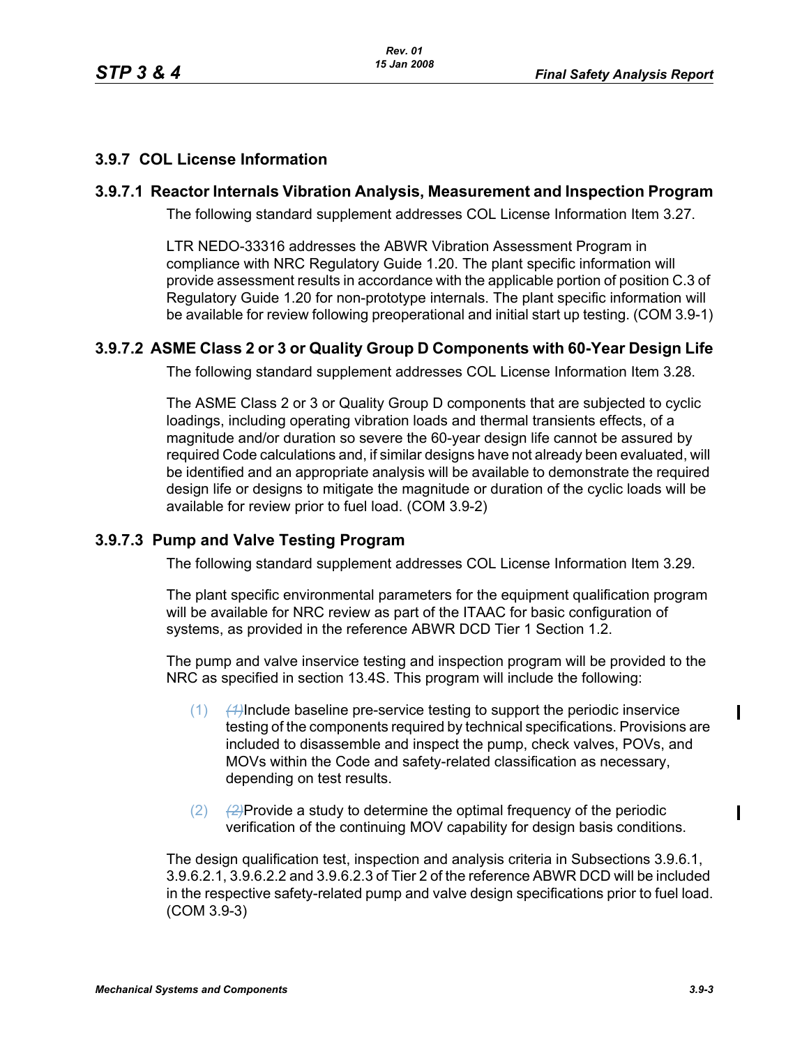## 3.9.7 COL License Information

### 3.9.7.1 Reactor Internals Vibration Analysis, Measurement and Inspection Program

The following standard supplement addresses COL License Information Item 3.27.

LTR NEDO-33316 addresses the ABWR Vibration Assessment Program in compliance with NRC Regulatory Guide 1.20. The plant specific information will provide assessment results in accordance with the applicable portion of position C.3 of Regulatory Guide 1.20 for non-prototype internals. The plant specific information will be available for review following preoperational and initial start up testing. (COM 3.9-1)

### 3.9.7.2 ASME Class 2 or 3 or Quality Group D Components with 60-Year Design Life

The following standard supplement addresses COL License Information Item 3.28.

The ASME Class 2 or 3 or Quality Group D components that are subjected to cyclic loadings, including operating vibration loads and thermal transients effects, of a magnitude and/or duration so severe the 60-year design life cannot be assured by required Code calculations and, if similar designs have not already been evaluated, will be identified and an appropriate analysis will be available to demonstrate the required design life or designs to mitigate the magnitude or duration of the cyclic loads will be available for review prior to fuel load. (COM 3.9-2)

### 3.9.7.3 Pump and Valve Testing Program

The following standard supplement addresses COL License Information Item 3.29.

The plant specific environmental parameters for the equipment qualification program will be available for NRC review as part of the ITAAC for basic configuration of systems, as provided in the reference ABWR DCD Tier 1 Section 1.2.

The pump and valve inservice testing and inspection program will be provided to the NRC as specified in section 13.4S. This program will include the following:

(1) ~~(1)~~Include baseline pre-service testing to support the periodic inservice testing of the components required by technical specifications. Provisions are included to disassemble and inspect the pump, check valves, POVs, and MOVs within the Code and safety-related classification as necessary, depending on test results.

(2) ~~(2)~~Provide a study to determine the optimal frequency of the periodic verification of the continuing MOV capability for design basis conditions.

The design qualification test, inspection and analysis criteria in Subsections 3.9.6.1, 3.9.6.2.1, 3.9.6.2.2 and 3.9.6.2.3 of Tier 2 of the reference ABWR DCD will be included in the respective safety-related pump and valve design specifications prior to fuel load. (COM 3.9-3)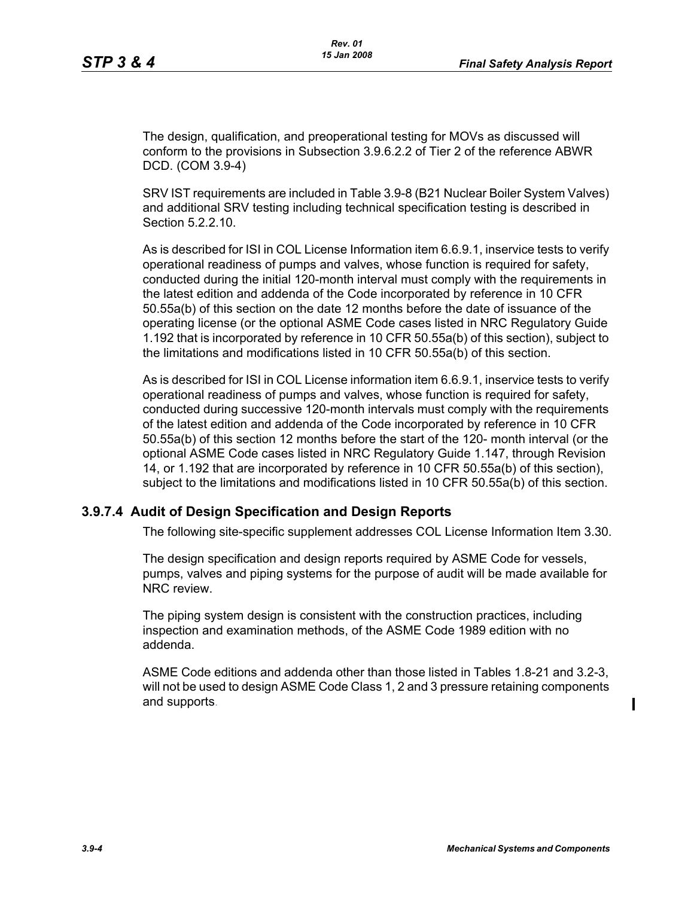The design, qualification, and preoperational testing for MOVs as discussed will conform to the provisions in Subsection 3.9.6.2.2 of Tier 2 of the reference ABWR DCD. (COM 3.9-4)

SRV IST requirements are included in Table 3.9-8 (B21 Nuclear Boiler System Valves) and additional SRV testing including technical specification testing is described in Section 5.2.2.10.

As is described for ISI in COL License Information item 6.6.9.1, inservice tests to verify operational readiness of pumps and valves, whose function is required for safety, conducted during the initial 120-month interval must comply with the requirements in the latest edition and addenda of the Code incorporated by reference in 10 CFR 50.55a(b) of this section on the date 12 months before the date of issuance of the operating license (or the optional ASME Code cases listed in NRC Regulatory Guide 1.192 that is incorporated by reference in 10 CFR 50.55a(b) of this section), subject to the limitations and modifications listed in 10 CFR 50.55a(b) of this section.

As is described for ISI in COL License information item 6.6.9.1, inservice tests to verify operational readiness of pumps and valves, whose function is required for safety, conducted during successive 120-month intervals must comply with the requirements of the latest edition and addenda of the Code incorporated by reference in 10 CFR 50.55a(b) of this section 12 months before the start of the 120- month interval (or the optional ASME Code cases listed in NRC Regulatory Guide 1.147, through Revision 14, or 1.192 that are incorporated by reference in 10 CFR 50.55a(b) of this section), subject to the limitations and modifications listed in 10 CFR 50.55a(b) of this section.

### 3.9.7.4 Audit of Design Specification and Design Reports

The following site-specific supplement addresses COL License Information Item 3.30.

The design specification and design reports required by ASME Code for vessels, pumps, valves and piping systems for the purpose of audit will be made available for NRC review.

The piping system design is consistent with the construction practices, including inspection and examination methods, of the ASME Code 1989 edition with no addenda.

ASME Code editions and addenda other than those listed in Tables 1.8-21 and 3.2-3, will not be used to design ASME Code Class 1, 2 and 3 pressure retaining components and supports.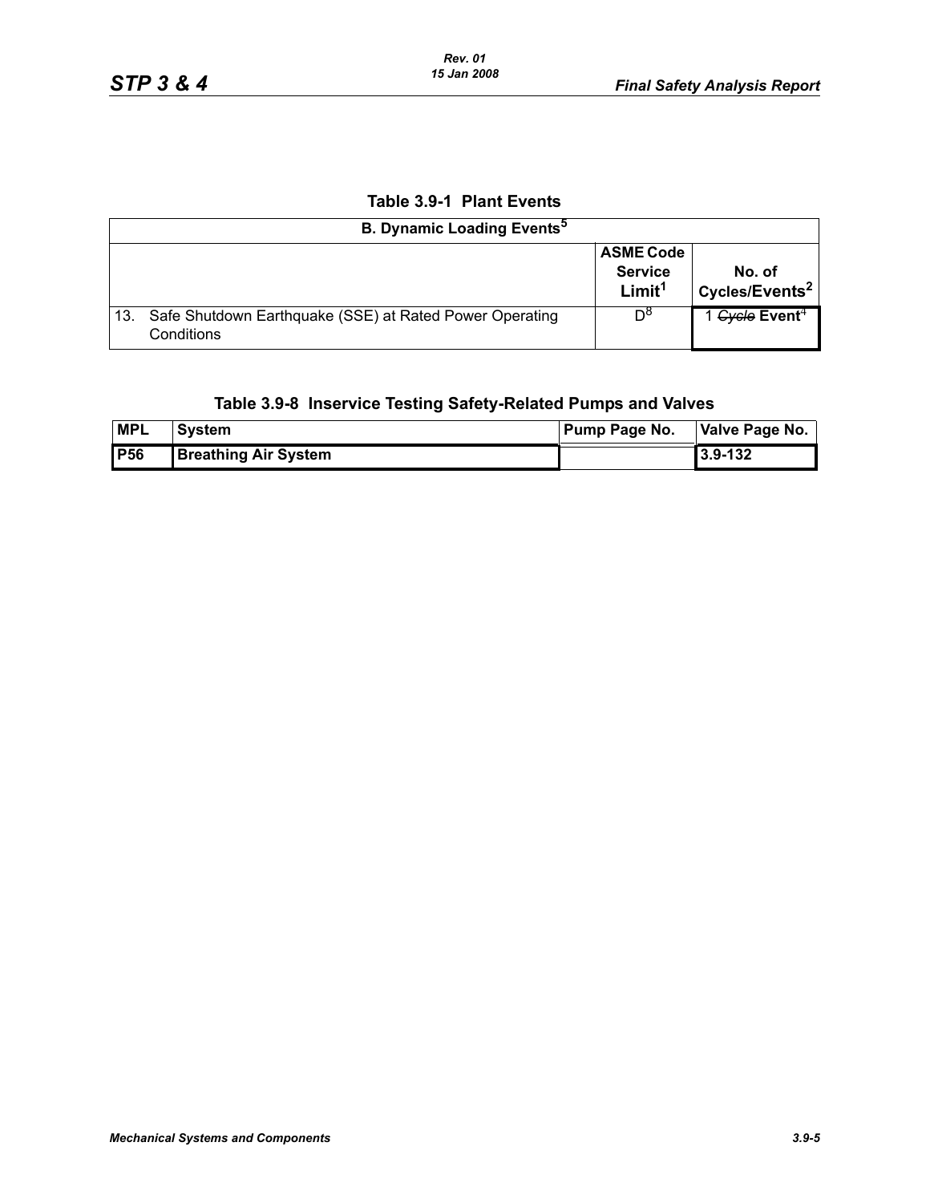## Table 3.9-1 Plant Events

| B. Dynamic Loading Events[5] | | |
|---|---|---|
| | ASME Code Service Limit[1] | No. of Cycles/Events[2] |
| 13. Safe Shutdown Earthquake (SSE) at Rated Power Operating Conditions | D[8] | 1 ~~Cycle~~ **Event**[4] |

## Table 3.9-8 Inservice Testing Safety-Related Pumps and Valves

| MPL | System | Pump Page No. | Valve Page No. |
|---|---|---|---|
| **P56** | **Breathing Air System** | | **3.9-132** |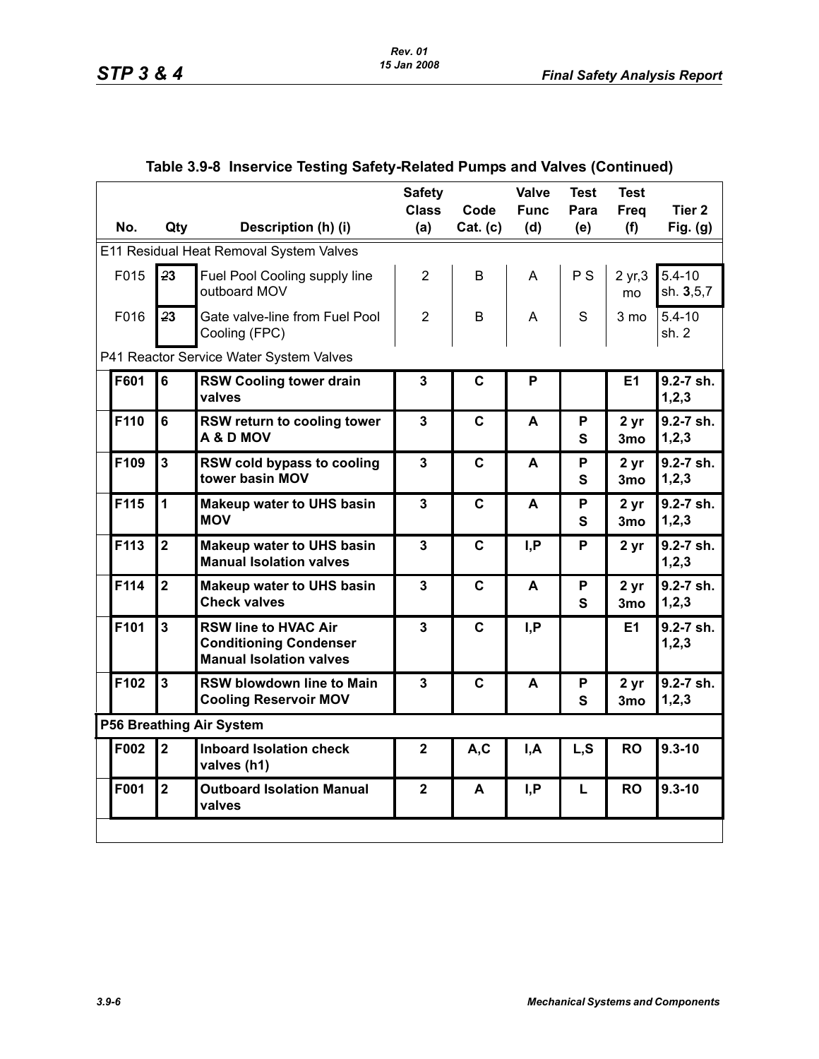## Table 3.9-8 Inservice Testing Safety-Related Pumps and Valves (Continued)

| No. | Qty | Description (h) (i) | Safety Class (a) | Code Cat. (c) | Valve Func (d) | Test Para (e) | Test Freq (f) | Tier 2 Fig. (g) |
|---|---|---|---|---|---|---|---|---|
| E11 Residual Heat Removal System Valves | | | | | | | | |
| F015 | 23 | Fuel Pool Cooling supply line outboard MOV | 2 | B | A | P S | 2 yr,3 mo | 5.4-10 sh. **3**,5,7 |
| F016 | 23 | Gate valve-line from Fuel Pool Cooling (FPC) | 2 | B | A | S | 3 mo | 5.4-10 sh. 2 |
| P41 Reactor Service Water System Valves | | | | | | | | |
| **F601** | **6** | **RSW Cooling tower drain valves** | **3** | **C** | **P** | | **E1** | **9.2-7 sh. 1,2,3** |
| **F110** | **6** | **RSW return to cooling tower A & D MOV** | **3** | **C** | **A** | **P S** | **2 yr 3mo** | **9.2-7 sh. 1,2,3** |
| **F109** | **3** | **RSW cold bypass to cooling tower basin MOV** | **3** | **C** | **A** | **P S** | **2 yr 3mo** | **9.2-7 sh. 1,2,3** |
| **F115** | **1** | **Makeup water to UHS basin MOV** | **3** | **C** | **A** | **P S** | **2 yr 3mo** | **9.2-7 sh. 1,2,3** |
| **F113** | **2** | **Makeup water to UHS basin Manual Isolation valves** | **3** | **C** | **I,P** | **P** | **2 yr** | **9.2-7 sh. 1,2,3** |
| **F114** | **2** | **Makeup water to UHS basin Check valves** | **3** | **C** | **A** | **P S** | **2 yr 3mo** | **9.2-7 sh. 1,2,3** |
| **F101** | **3** | **RSW line to HVAC Air Conditioning Condenser Manual Isolation valves** | **3** | **C** | **I,P** | | **E1** | **9.2-7 sh. 1,2,3** |
| **F102** | **3** | **RSW blowdown line to Main Cooling Reservoir MOV** | **3** | **C** | **A** | **P S** | **2 yr 3mo** | **9.2-7 sh. 1,2,3** |
| **P56 Breathing Air System** | | | | | | | | |
| **F002** | **2** | **Inboard Isolation check valves (h1)** | **2** | **A,C** | **I,A** | **L,S** | **RO** | **9.3-10** |
| **F001** | **2** | **Outboard Isolation Manual valves** | **2** | **A** | **I,P** | **L** | **RO** | **9.3-10** |